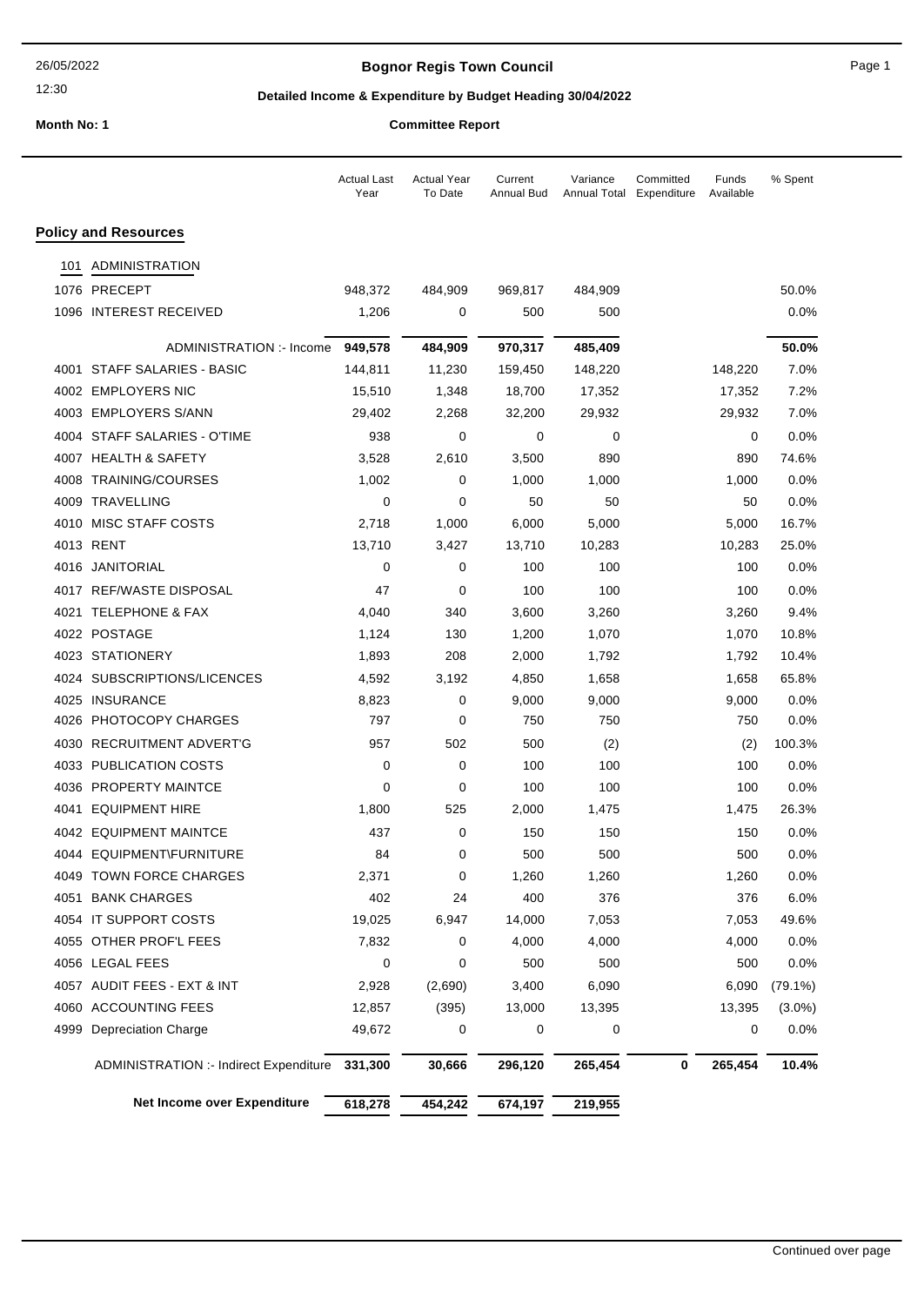26/05/2022

12:30

**Bognor Regis Town Council**

**Detailed Income & Expenditure by Budget Heading 30/04/2022**

**Month No: 1**

**Committee Report**

| | Actual Last Year | Actual Year To Date | Current Annual Bud | Variance Annual Total | Committed Expenditure | Funds Available | % Spent |
|---|---|---|---|---|---|---|---|
| **Policy and Resources** | | | | | | | |
| 101 ADMINISTRATION | | | | | | | |
| 1076 PRECEPT | 948,372 | 484,909 | 969,817 | 484,909 | | | 50.0% |
| 1096 INTEREST RECEIVED | 1,206 | 0 | 500 | 500 | | | 0.0% |
| ADMINISTRATION :- Income | **949,578** | **484,909** | **970,317** | **485,409** | | | **50.0%** |
| 4001 STAFF SALARIES - BASIC | 144,811 | 11,230 | 159,450 | 148,220 | | 148,220 | 7.0% |
| 4002 EMPLOYERS NIC | 15,510 | 1,348 | 18,700 | 17,352 | | 17,352 | 7.2% |
| 4003 EMPLOYERS S/ANN | 29,402 | 2,268 | 32,200 | 29,932 | | 29,932 | 7.0% |
| 4004 STAFF SALARIES - O'TIME | 938 | 0 | 0 | 0 | | 0 | 0.0% |
| 4007 HEALTH & SAFETY | 3,528 | 2,610 | 3,500 | 890 | | 890 | 74.6% |
| 4008 TRAINING/COURSES | 1,002 | 0 | 1,000 | 1,000 | | 1,000 | 0.0% |
| 4009 TRAVELLING | 0 | 0 | 50 | 50 | | 50 | 0.0% |
| 4010 MISC STAFF COSTS | 2,718 | 1,000 | 6,000 | 5,000 | | 5,000 | 16.7% |
| 4013 RENT | 13,710 | 3,427 | 13,710 | 10,283 | | 10,283 | 25.0% |
| 4016 JANITORIAL | 0 | 0 | 100 | 100 | | 100 | 0.0% |
| 4017 REF/WASTE DISPOSAL | 47 | 0 | 100 | 100 | | 100 | 0.0% |
| 4021 TELEPHONE & FAX | 4,040 | 340 | 3,600 | 3,260 | | 3,260 | 9.4% |
| 4022 POSTAGE | 1,124 | 130 | 1,200 | 1,070 | | 1,070 | 10.8% |
| 4023 STATIONERY | 1,893 | 208 | 2,000 | 1,792 | | 1,792 | 10.4% |
| 4024 SUBSCRIPTIONS/LICENCES | 4,592 | 3,192 | 4,850 | 1,658 | | 1,658 | 65.8% |
| 4025 INSURANCE | 8,823 | 0 | 9,000 | 9,000 | | 9,000 | 0.0% |
| 4026 PHOTOCOPY CHARGES | 797 | 0 | 750 | 750 | | 750 | 0.0% |
| 4030 RECRUITMENT ADVERT'G | 957 | 502 | 500 | (2) | | (2) | 100.3% |
| 4033 PUBLICATION COSTS | 0 | 0 | 100 | 100 | | 100 | 0.0% |
| 4036 PROPERTY MAINTCE | 0 | 0 | 100 | 100 | | 100 | 0.0% |
| 4041 EQUIPMENT HIRE | 1,800 | 525 | 2,000 | 1,475 | | 1,475 | 26.3% |
| 4042 EQUIPMENT MAINTCE | 437 | 0 | 150 | 150 | | 150 | 0.0% |
| 4044 EQUIPMENT\FURNITURE | 84 | 0 | 500 | 500 | | 500 | 0.0% |
| 4049 TOWN FORCE CHARGES | 2,371 | 0 | 1,260 | 1,260 | | 1,260 | 0.0% |
| 4051 BANK CHARGES | 402 | 24 | 400 | 376 | | 376 | 6.0% |
| 4054 IT SUPPORT COSTS | 19,025 | 6,947 | 14,000 | 7,053 | | 7,053 | 49.6% |
| 4055 OTHER PROF'L FEES | 7,832 | 0 | 4,000 | 4,000 | | 4,000 | 0.0% |
| 4056 LEGAL FEES | 0 | 0 | 500 | 500 | | 500 | 0.0% |
| 4057 AUDIT FEES - EXT & INT | 2,928 | (2,690) | 3,400 | 6,090 | | 6,090 | (79.1%) |
| 4060 ACCOUNTING FEES | 12,857 | (395) | 13,000 | 13,395 | | 13,395 | (3.0%) |
| 4999 Depreciation Charge | 49,672 | 0 | 0 | 0 | | 0 | 0.0% |
| ADMINISTRATION :- Indirect Expenditure | **331,300** | **30,666** | **296,120** | **265,454** | **0** | **265,454** | **10.4%** |
| **Net Income over Expenditure** | **618,278** | **454,242** | **674,197** | **219,955** | | | |

Continued over page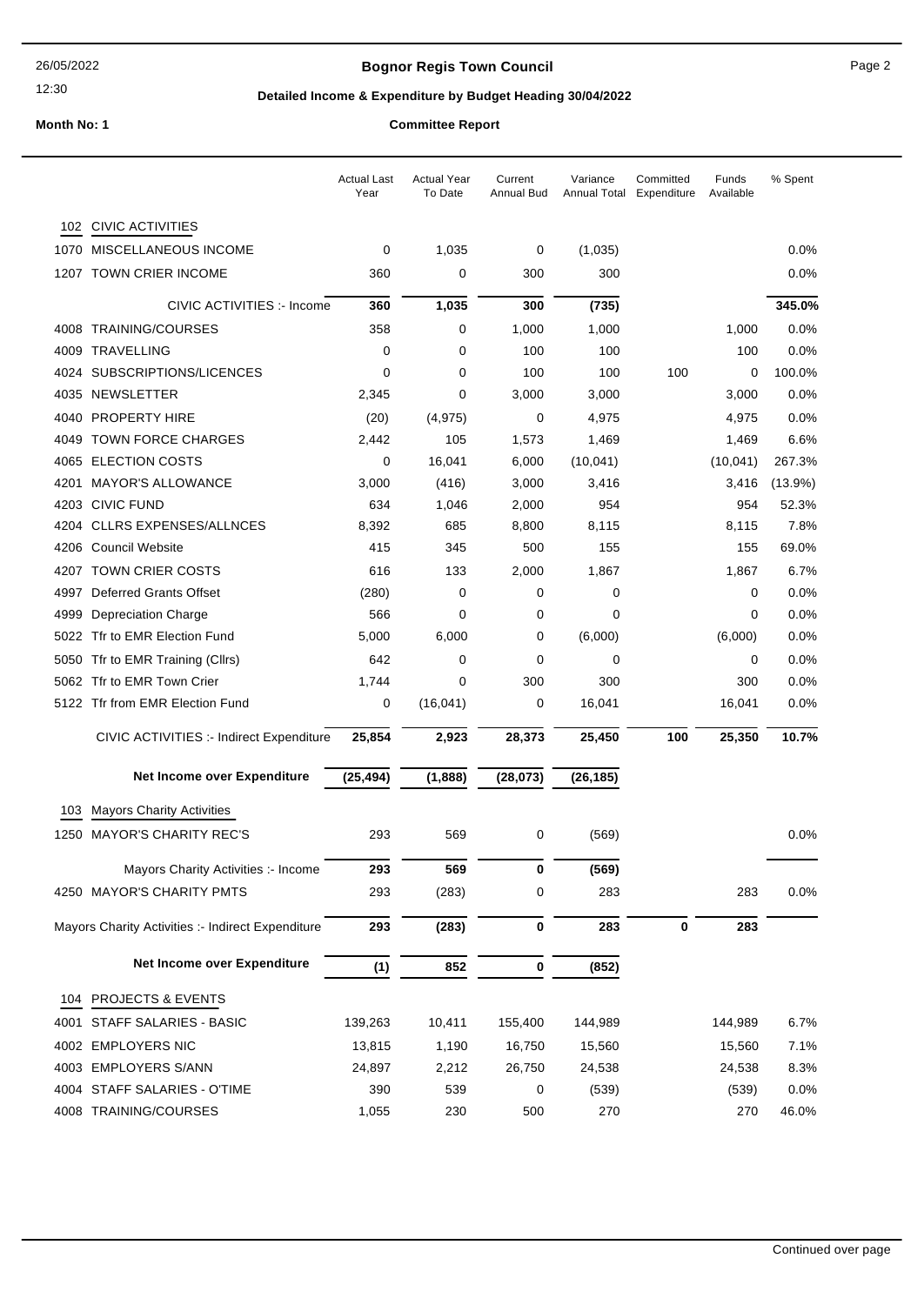# Bognor Regis Town Council

## Detailed Income & Expenditure by Budget Heading 30/04/2022

**Month No: 1** **Committee Report**

| | | Actual Last Year | Actual Year To Date | Current Annual Bud | Variance Annual Total | Committed Expenditure | Funds Available | % Spent |
|---|---|---|---|---|---|---|---|---|
| **102** | **CIVIC ACTIVITIES** | | | | | | | |
| 1070 | MISCELLANEOUS INCOME | 0 | 1,035 | 0 | (1,035) | | | 0.0% |
| 1207 | TOWN CRIER INCOME | 360 | 0 | 300 | 300 | | | 0.0% |
| | **CIVIC ACTIVITIES :- Income** | **360** | **1,035** | **300** | **(735)** | | | **345.0%** |
| 4008 | TRAINING/COURSES | 358 | 0 | 1,000 | 1,000 | | 1,000 | 0.0% |
| 4009 | TRAVELLING | 0 | 0 | 100 | 100 | | 100 | 0.0% |
| 4024 | SUBSCRIPTIONS/LICENCES | 0 | 0 | 100 | 100 | 100 | 0 | 100.0% |
| 4035 | NEWSLETTER | 2,345 | 0 | 3,000 | 3,000 | | 3,000 | 0.0% |
| 4040 | PROPERTY HIRE | (20) | (4,975) | 0 | 4,975 | | 4,975 | 0.0% |
| 4049 | TOWN FORCE CHARGES | 2,442 | 105 | 1,573 | 1,469 | | 1,469 | 6.6% |
| 4065 | ELECTION COSTS | 0 | 16,041 | 6,000 | (10,041) | | (10,041) | 267.3% |
| 4201 | MAYOR'S ALLOWANCE | 3,000 | (416) | 3,000 | 3,416 | | 3,416 | (13.9%) |
| 4203 | CIVIC FUND | 634 | 1,046 | 2,000 | 954 | | 954 | 52.3% |
| 4204 | CLLRS EXPENSES/ALLNCES | 8,392 | 685 | 8,800 | 8,115 | | 8,115 | 7.8% |
| 4206 | Council Website | 415 | 345 | 500 | 155 | | 155 | 69.0% |
| 4207 | TOWN CRIER COSTS | 616 | 133 | 2,000 | 1,867 | | 1,867 | 6.7% |
| 4997 | Deferred Grants Offset | (280) | 0 | 0 | 0 | | 0 | 0.0% |
| 4999 | Depreciation Charge | 566 | 0 | 0 | 0 | | 0 | 0.0% |
| 5022 | Tfr to EMR Election Fund | 5,000 | 6,000 | 0 | (6,000) | | (6,000) | 0.0% |
| 5050 | Tfr to EMR Training (Cllrs) | 642 | 0 | 0 | 0 | | 0 | 0.0% |
| 5062 | Tfr to EMR Town Crier | 1,744 | 0 | 300 | 300 | | 300 | 0.0% |
| 5122 | Tfr from EMR Election Fund | 0 | (16,041) | 0 | 16,041 | | 16,041 | 0.0% |
| | **CIVIC ACTIVITIES :- Indirect Expenditure** | **25,854** | **2,923** | **28,373** | **25,450** | **100** | **25,350** | **10.7%** |
| | **Net Income over Expenditure** | **(25,494)** | **(1,888)** | **(28,073)** | **(26,185)** | | | |
| **103** | **Mayors Charity Activities** | | | | | | | |
| 1250 | MAYOR'S CHARITY REC'S | 293 | 569 | 0 | (569) | | | 0.0% |
| | **Mayors Charity Activities :- Income** | **293** | **569** | **0** | **(569)** | | | |
| 4250 | MAYOR'S CHARITY PMTS | 293 | (283) | 0 | 283 | | 283 | 0.0% |
| | **Mayors Charity Activities :- Indirect Expenditure** | **293** | **(283)** | **0** | **283** | **0** | **283** | |
| | **Net Income over Expenditure** | **(1)** | **852** | **0** | **(852)** | | | |
| **104** | **PROJECTS & EVENTS** | | | | | | | |
| 4001 | STAFF SALARIES - BASIC | 139,263 | 10,411 | 155,400 | 144,989 | | 144,989 | 6.7% |
| 4002 | EMPLOYERS NIC | 13,815 | 1,190 | 16,750 | 15,560 | | 15,560 | 7.1% |
| 4003 | EMPLOYERS S/ANN | 24,897 | 2,212 | 26,750 | 24,538 | | 24,538 | 8.3% |
| 4004 | STAFF SALARIES - O'TIME | 390 | 539 | 0 | (539) | | (539) | 0.0% |
| 4008 | TRAINING/COURSES | 1,055 | 230 | 500 | 270 | | 270 | 46.0% |

Continued over page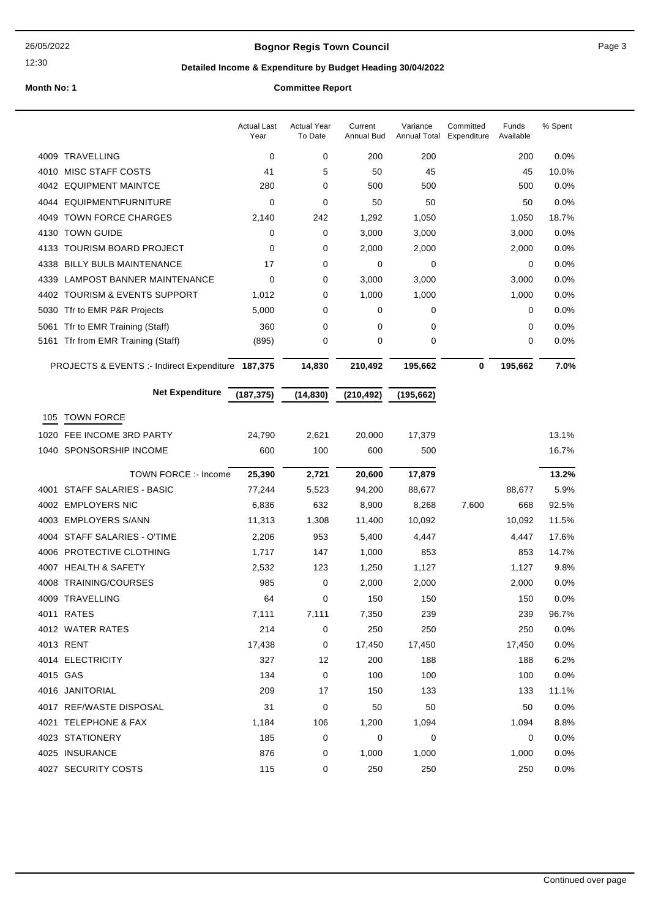**Bognor Regis Town Council**

**Detailed Income & Expenditure by Budget Heading 30/04/2022**

**Month No: 1** **Committee Report**

| | Actual Last Year | Actual Year To Date | Current Annual Bud | Variance Annual Total | Committed Expenditure | Funds Available | % Spent |
|---|---|---|---|---|---|---|---|
| 4009 TRAVELLING | 0 | 0 | 200 | 200 | | 200 | 0.0% |
| 4010 MISC STAFF COSTS | 41 | 5 | 50 | 45 | | 45 | 10.0% |
| 4042 EQUIPMENT MAINTCE | 280 | 0 | 500 | 500 | | 500 | 0.0% |
| 4044 EQUIPMENT\FURNITURE | 0 | 0 | 50 | 50 | | 50 | 0.0% |
| 4049 TOWN FORCE CHARGES | 2,140 | 242 | 1,292 | 1,050 | | 1,050 | 18.7% |
| 4130 TOWN GUIDE | 0 | 0 | 3,000 | 3,000 | | 3,000 | 0.0% |
| 4133 TOURISM BOARD PROJECT | 0 | 0 | 2,000 | 2,000 | | 2,000 | 0.0% |
| 4338 BILLY BULB MAINTENANCE | 17 | 0 | 0 | 0 | | 0 | 0.0% |
| 4339 LAMPOST BANNER MAINTENANCE | 0 | 0 | 3,000 | 3,000 | | 3,000 | 0.0% |
| 4402 TOURISM & EVENTS SUPPORT | 1,012 | 0 | 1,000 | 1,000 | | 1,000 | 0.0% |
| 5030 Tfr to EMR P&R Projects | 5,000 | 0 | 0 | 0 | | 0 | 0.0% |
| 5061 Tfr to EMR Training (Staff) | 360 | 0 | 0 | 0 | | 0 | 0.0% |
| 5161 Tfr from EMR Training (Staff) | (895) | 0 | 0 | 0 | | 0 | 0.0% |
| **PROJECTS & EVENTS :- Indirect Expenditure** | **187,375** | **14,830** | **210,492** | **195,662** | **0** | **195,662** | **7.0%** |
| **Net Expenditure** | **(187,375)** | **(14,830)** | **(210,492)** | **(195,662)** | | | |
| **105 TOWN FORCE** | | | | | | | |
| 1020 FEE INCOME 3RD PARTY | 24,790 | 2,621 | 20,000 | 17,379 | | | 13.1% |
| 1040 SPONSORSHIP INCOME | 600 | 100 | 600 | 500 | | | 16.7% |
| **TOWN FORCE :- Income** | **25,390** | **2,721** | **20,600** | **17,879** | | | **13.2%** |
| 4001 STAFF SALARIES - BASIC | 77,244 | 5,523 | 94,200 | 88,677 | | 88,677 | 5.9% |
| 4002 EMPLOYERS NIC | 6,836 | 632 | 8,900 | 8,268 | 7,600 | 668 | 92.5% |
| 4003 EMPLOYERS S/ANN | 11,313 | 1,308 | 11,400 | 10,092 | | 10,092 | 11.5% |
| 4004 STAFF SALARIES - O'TIME | 2,206 | 953 | 5,400 | 4,447 | | 4,447 | 17.6% |
| 4006 PROTECTIVE CLOTHING | 1,717 | 147 | 1,000 | 853 | | 853 | 14.7% |
| 4007 HEALTH & SAFETY | 2,532 | 123 | 1,250 | 1,127 | | 1,127 | 9.8% |
| 4008 TRAINING/COURSES | 985 | 0 | 2,000 | 2,000 | | 2,000 | 0.0% |
| 4009 TRAVELLING | 64 | 0 | 150 | 150 | | 150 | 0.0% |
| 4011 RATES | 7,111 | 7,111 | 7,350 | 239 | | 239 | 96.7% |
| 4012 WATER RATES | 214 | 0 | 250 | 250 | | 250 | 0.0% |
| 4013 RENT | 17,438 | 0 | 17,450 | 17,450 | | 17,450 | 0.0% |
| 4014 ELECTRICITY | 327 | 12 | 200 | 188 | | 188 | 6.2% |
| 4015 GAS | 134 | 0 | 100 | 100 | | 100 | 0.0% |
| 4016 JANITORIAL | 209 | 17 | 150 | 133 | | 133 | 11.1% |
| 4017 REF/WASTE DISPOSAL | 31 | 0 | 50 | 50 | | 50 | 0.0% |
| 4021 TELEPHONE & FAX | 1,184 | 106 | 1,200 | 1,094 | | 1,094 | 8.8% |
| 4023 STATIONERY | 185 | 0 | 0 | 0 | | 0 | 0.0% |
| 4025 INSURANCE | 876 | 0 | 1,000 | 1,000 | | 1,000 | 0.0% |
| 4027 SECURITY COSTS | 115 | 0 | 250 | 250 | | 250 | 0.0% |

Continued over page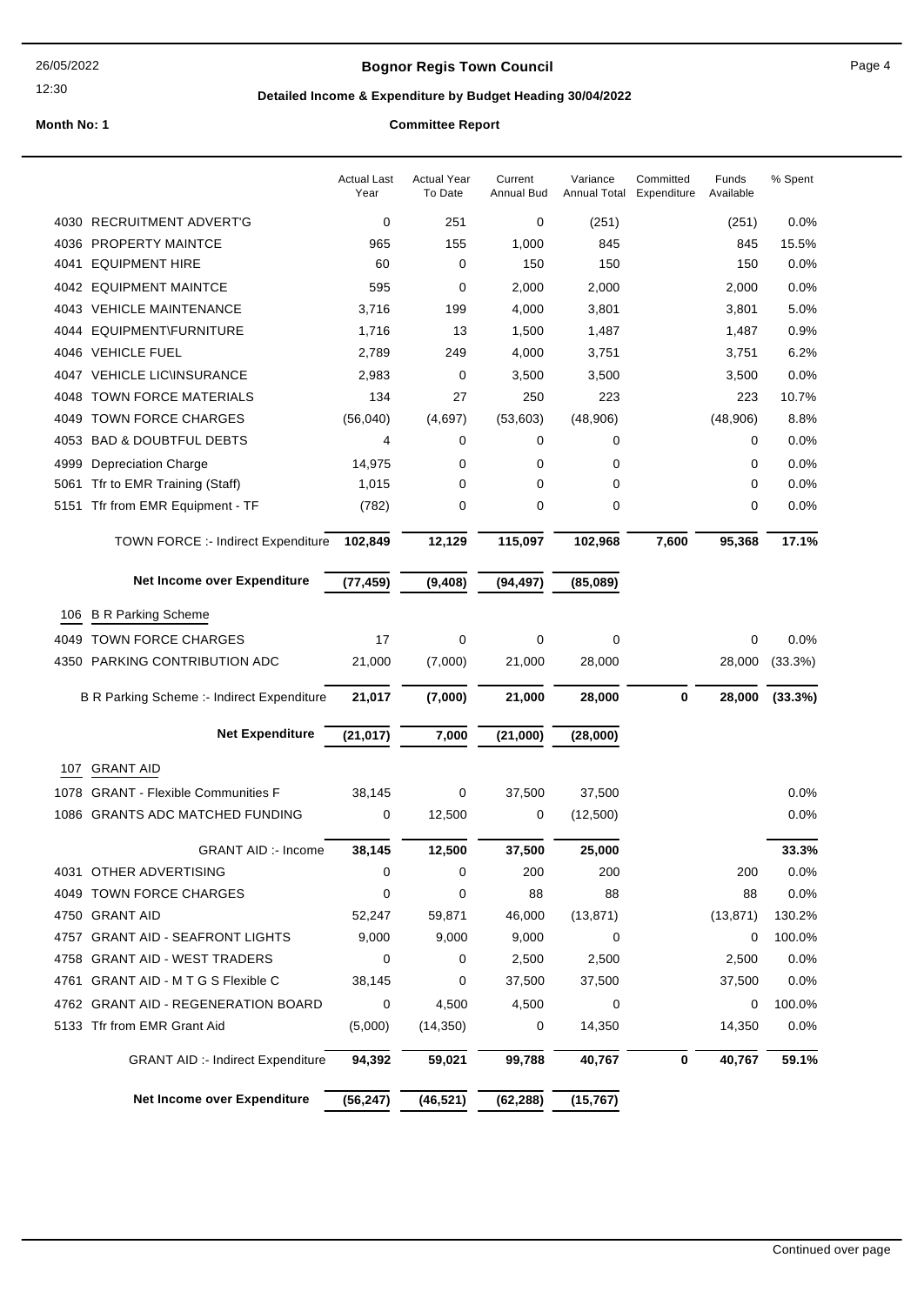26/05/2022

12:30

# Bognor Regis Town Council

## Detailed Income & Expenditure by Budget Heading 30/04/2022

**Month No: 1**

**Committee Report**

| | Actual Last Year | Actual Year To Date | Current Annual Bud | Variance Annual Total | Committed Expenditure | Funds Available | % Spent |
|---|---|---|---|---|---|---|---|
| 4030 RECRUITMENT ADVERT'G | 0 | 251 | 0 | (251) | | (251) | 0.0% |
| 4036 PROPERTY MAINTCE | 965 | 155 | 1,000 | 845 | | 845 | 15.5% |
| 4041 EQUIPMENT HIRE | 60 | 0 | 150 | 150 | | 150 | 0.0% |
| 4042 EQUIPMENT MAINTCE | 595 | 0 | 2,000 | 2,000 | | 2,000 | 0.0% |
| 4043 VEHICLE MAINTENANCE | 3,716 | 199 | 4,000 | 3,801 | | 3,801 | 5.0% |
| 4044 EQUIPMENT\FURNITURE | 1,716 | 13 | 1,500 | 1,487 | | 1,487 | 0.9% |
| 4046 VEHICLE FUEL | 2,789 | 249 | 4,000 | 3,751 | | 3,751 | 6.2% |
| 4047 VEHICLE LIC\INSURANCE | 2,983 | 0 | 3,500 | 3,500 | | 3,500 | 0.0% |
| 4048 TOWN FORCE MATERIALS | 134 | 27 | 250 | 223 | | 223 | 10.7% |
| 4049 TOWN FORCE CHARGES | (56,040) | (4,697) | (53,603) | (48,906) | | (48,906) | 8.8% |
| 4053 BAD & DOUBTFUL DEBTS | 4 | 0 | 0 | 0 | | 0 | 0.0% |
| 4999 Depreciation Charge | 14,975 | 0 | 0 | 0 | | 0 | 0.0% |
| 5061 Tfr to EMR Training (Staff) | 1,015 | 0 | 0 | 0 | | 0 | 0.0% |
| 5151 Tfr from EMR Equipment - TF | (782) | 0 | 0 | 0 | | 0 | 0.0% |
| TOWN FORCE :- Indirect Expenditure | **102,849** | **12,129** | **115,097** | **102,968** | **7,600** | **95,368** | **17.1%** |
| **Net Income over Expenditure** | **(77,459)** | **(9,408)** | **(94,497)** | **(85,089)** | | | |
| **106 B R Parking Scheme** | | | | | | | |
| 4049 TOWN FORCE CHARGES | 17 | 0 | 0 | 0 | | 0 | 0.0% |
| 4350 PARKING CONTRIBUTION ADC | 21,000 | (7,000) | 21,000 | 28,000 | | 28,000 | (33.3%) |
| B R Parking Scheme :- Indirect Expenditure | **21,017** | **(7,000)** | **21,000** | **28,000** | **0** | **28,000** | **(33.3%)** |
| **Net Expenditure** | **(21,017)** | **7,000** | **(21,000)** | **(28,000)** | | | |
| **107 GRANT AID** | | | | | | | |
| 1078 GRANT - Flexible Communities F | 38,145 | 0 | 37,500 | 37,500 | | | 0.0% |
| 1086 GRANTS ADC MATCHED FUNDING | 0 | 12,500 | 0 | (12,500) | | | 0.0% |
| GRANT AID :- Income | **38,145** | **12,500** | **37,500** | **25,000** | | | **33.3%** |
| 4031 OTHER ADVERTISING | 0 | 0 | 200 | 200 | | 200 | 0.0% |
| 4049 TOWN FORCE CHARGES | 0 | 0 | 88 | 88 | | 88 | 0.0% |
| 4750 GRANT AID | 52,247 | 59,871 | 46,000 | (13,871) | | (13,871) | 130.2% |
| 4757 GRANT AID - SEAFRONT LIGHTS | 9,000 | 9,000 | 9,000 | 0 | | 0 | 100.0% |
| 4758 GRANT AID - WEST TRADERS | 0 | 0 | 2,500 | 2,500 | | 2,500 | 0.0% |
| 4761 GRANT AID - M T G S Flexible C | 38,145 | 0 | 37,500 | 37,500 | | 37,500 | 0.0% |
| 4762 GRANT AID - REGENERATION BOARD | 0 | 4,500 | 4,500 | 0 | | 0 | 100.0% |
| 5133 Tfr from EMR Grant Aid | (5,000) | (14,350) | 0 | 14,350 | | 14,350 | 0.0% |
| GRANT AID :- Indirect Expenditure | **94,392** | **59,021** | **99,788** | **40,767** | **0** | **40,767** | **59.1%** |
| **Net Income over Expenditure** | **(56,247)** | **(46,521)** | **(62,288)** | **(15,767)** | | | |

Continued over page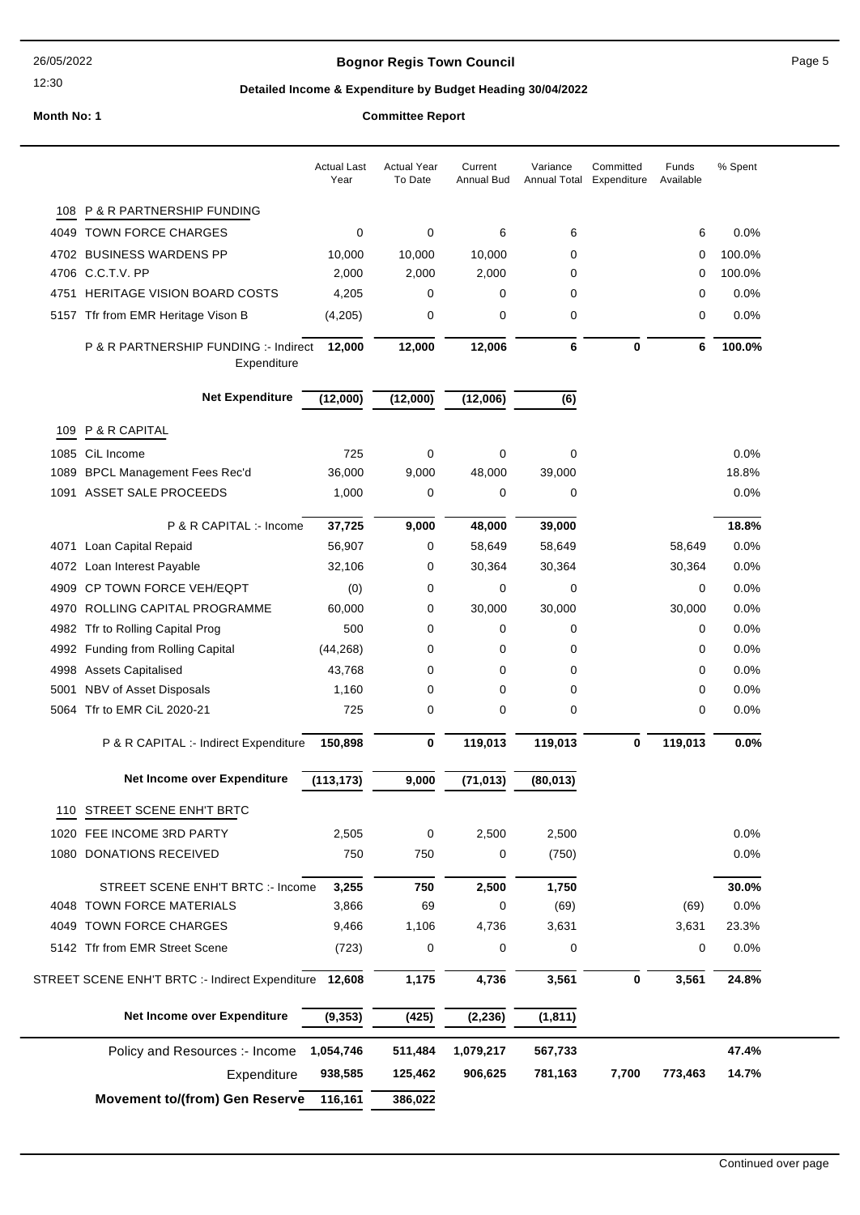# Bognor Regis Town Council

26/05/2022

12:30

## Detailed Income & Expenditure by Budget Heading 30/04/2022

**Month No: 1**

**Committee Report**

| | | Actual Last Year | Actual Year To Date | Current Annual Bud | Variance Annual Total | Committed Expenditure | Funds Available | % Spent |
|---|---|---|---|---|---|---|---|---|
| **108** | **P & R PARTNERSHIP FUNDING** | | | | | | | |
| 4049 | TOWN FORCE CHARGES | 0 | 0 | 6 | 6 | | 6 | 0.0% |
| 4702 | BUSINESS WARDENS PP | 10,000 | 10,000 | 10,000 | 0 | | 0 | 100.0% |
| 4706 | C.C.T.V. PP | 2,000 | 2,000 | 2,000 | 0 | | 0 | 100.0% |
| 4751 | HERITAGE VISION BOARD COSTS | 4,205 | 0 | 0 | 0 | | 0 | 0.0% |
| 5157 | Tfr from EMR Heritage Vison B | (4,205) | 0 | 0 | 0 | | 0 | 0.0% |
| | P & R PARTNERSHIP FUNDING :- Indirect Expenditure | **12,000** | **12,000** | **12,006** | **6** | **0** | **6** | **100.0%** |
| | **Net Expenditure** | **(12,000)** | **(12,000)** | **(12,006)** | **(6)** | | | |
| **109** | **P & R CAPITAL** | | | | | | | |
| 1085 | CiL Income | 725 | 0 | 0 | 0 | | | 0.0% |
| 1089 | BPCL Management Fees Rec'd | 36,000 | 9,000 | 48,000 | 39,000 | | | 18.8% |
| 1091 | ASSET SALE PROCEEDS | 1,000 | 0 | 0 | 0 | | | 0.0% |
| | P & R CAPITAL :- Income | **37,725** | **9,000** | **48,000** | **39,000** | | | **18.8%** |
| 4071 | Loan Capital Repaid | 56,907 | 0 | 58,649 | 58,649 | | 58,649 | 0.0% |
| 4072 | Loan Interest Payable | 32,106 | 0 | 30,364 | 30,364 | | 30,364 | 0.0% |
| 4909 | CP TOWN FORCE VEH/EQPT | (0) | 0 | 0 | 0 | | 0 | 0.0% |
| 4970 | ROLLING CAPITAL PROGRAMME | 60,000 | 0 | 30,000 | 30,000 | | 30,000 | 0.0% |
| 4982 | Tfr to Rolling Capital Prog | 500 | 0 | 0 | 0 | | 0 | 0.0% |
| 4992 | Funding from Rolling Capital | (44,268) | 0 | 0 | 0 | | 0 | 0.0% |
| 4998 | Assets Capitalised | 43,768 | 0 | 0 | 0 | | 0 | 0.0% |
| 5001 | NBV of Asset Disposals | 1,160 | 0 | 0 | 0 | | 0 | 0.0% |
| 5064 | Tfr to EMR CiL 2020-21 | 725 | 0 | 0 | 0 | | 0 | 0.0% |
| | P & R CAPITAL :- Indirect Expenditure | **150,898** | **0** | **119,013** | **119,013** | **0** | **119,013** | **0.0%** |
| | **Net Income over Expenditure** | **(113,173)** | **9,000** | **(71,013)** | **(80,013)** | | | |
| **110** | **STREET SCENE ENH'T BRTC** | | | | | | | |
| 1020 | FEE INCOME 3RD PARTY | 2,505 | 0 | 2,500 | 2,500 | | | 0.0% |
| 1080 | DONATIONS RECEIVED | 750 | 750 | 0 | (750) | | | 0.0% |
| | STREET SCENE ENH'T BRTC :- Income | **3,255** | **750** | **2,500** | **1,750** | | | **30.0%** |
| 4048 | TOWN FORCE MATERIALS | 3,866 | 69 | 0 | (69) | | (69) | 0.0% |
| 4049 | TOWN FORCE CHARGES | 9,466 | 1,106 | 4,736 | 3,631 | | 3,631 | 23.3% |
| 5142 | Tfr from EMR Street Scene | (723) | 0 | 0 | 0 | | 0 | 0.0% |
| | STREET SCENE ENH'T BRTC :- Indirect Expenditure | **12,608** | **1,175** | **4,736** | **3,561** | **0** | **3,561** | **24.8%** |
| | **Net Income over Expenditure** | **(9,353)** | **(425)** | **(2,236)** | **(1,811)** | | | |
| | Policy and Resources :- Income | **1,054,746** | **511,484** | **1,079,217** | **567,733** | | | **47.4%** |
| | Expenditure | **938,585** | **125,462** | **906,625** | **781,163** | **7,700** | **773,463** | **14.7%** |
| | **Movement to/(from) Gen Reserve** | **116,161** | **386,022** | | | | | |

Continued over page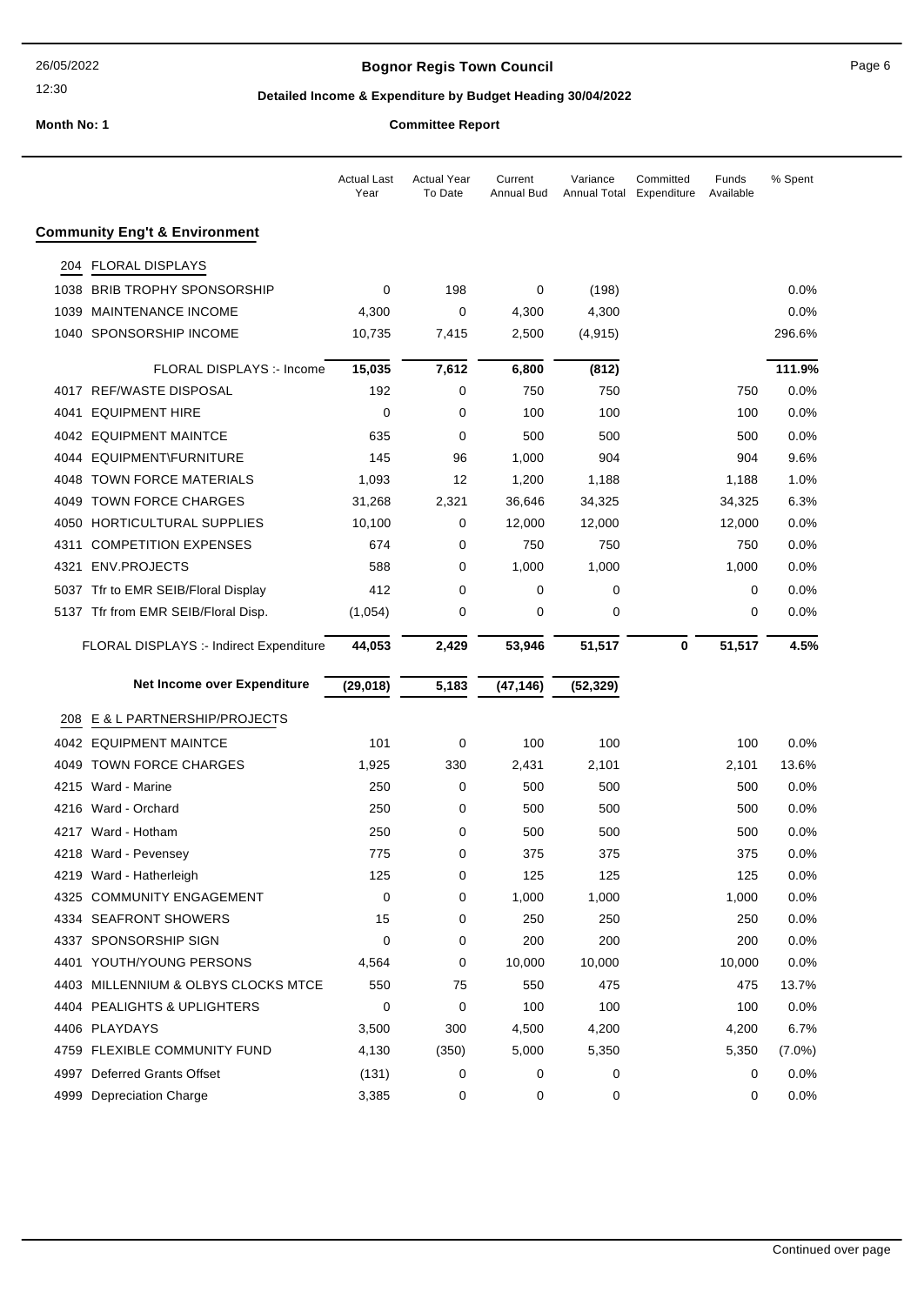# Bognor Regis Town Council

## Detailed Income & Expenditure by Budget Heading 30/04/2022

**Month No: 1** **Committee Report**

| | Actual Last Year | Actual Year To Date | Current Annual Bud | Variance Annual Total | Committed Expenditure | Funds Available | % Spent |
|---|---|---|---|---|---|---|---|
| **Community Eng't & Environment** | | | | | | | |
| 204 FLORAL DISPLAYS | | | | | | | |
| 1038 BRIB TROPHY SPONSORSHIP | 0 | 198 | 0 | (198) | | | 0.0% |
| 1039 MAINTENANCE INCOME | 4,300 | 0 | 4,300 | 4,300 | | | 0.0% |
| 1040 SPONSORSHIP INCOME | 10,735 | 7,415 | 2,500 | (4,915) | | | 296.6% |
| FLORAL DISPLAYS :- Income | **15,035** | **7,612** | **6,800** | **(812)** | | | **111.9%** |
| 4017 REF/WASTE DISPOSAL | 192 | 0 | 750 | 750 | | 750 | 0.0% |
| 4041 EQUIPMENT HIRE | 0 | 0 | 100 | 100 | | 100 | 0.0% |
| 4042 EQUIPMENT MAINTCE | 635 | 0 | 500 | 500 | | 500 | 0.0% |
| 4044 EQUIPMENT\FURNITURE | 145 | 96 | 1,000 | 904 | | 904 | 9.6% |
| 4048 TOWN FORCE MATERIALS | 1,093 | 12 | 1,200 | 1,188 | | 1,188 | 1.0% |
| 4049 TOWN FORCE CHARGES | 31,268 | 2,321 | 36,646 | 34,325 | | 34,325 | 6.3% |
| 4050 HORTICULTURAL SUPPLIES | 10,100 | 0 | 12,000 | 12,000 | | 12,000 | 0.0% |
| 4311 COMPETITION EXPENSES | 674 | 0 | 750 | 750 | | 750 | 0.0% |
| 4321 ENV.PROJECTS | 588 | 0 | 1,000 | 1,000 | | 1,000 | 0.0% |
| 5037 Tfr to EMR SEIB/Floral Display | 412 | 0 | 0 | 0 | | 0 | 0.0% |
| 5137 Tfr from EMR SEIB/Floral Disp. | (1,054) | 0 | 0 | 0 | | 0 | 0.0% |
| FLORAL DISPLAYS :- Indirect Expenditure | **44,053** | **2,429** | **53,946** | **51,517** | **0** | **51,517** | **4.5%** |
| **Net Income over Expenditure** | **(29,018)** | **5,183** | **(47,146)** | **(52,329)** | | | |
| 208 E & L PARTNERSHIP/PROJECTS | | | | | | | |
| 4042 EQUIPMENT MAINTCE | 101 | 0 | 100 | 100 | | 100 | 0.0% |
| 4049 TOWN FORCE CHARGES | 1,925 | 330 | 2,431 | 2,101 | | 2,101 | 13.6% |
| 4215 Ward - Marine | 250 | 0 | 500 | 500 | | 500 | 0.0% |
| 4216 Ward - Orchard | 250 | 0 | 500 | 500 | | 500 | 0.0% |
| 4217 Ward - Hotham | 250 | 0 | 500 | 500 | | 500 | 0.0% |
| 4218 Ward - Pevensey | 775 | 0 | 375 | 375 | | 375 | 0.0% |
| 4219 Ward - Hatherleigh | 125 | 0 | 125 | 125 | | 125 | 0.0% |
| 4325 COMMUNITY ENGAGEMENT | 0 | 0 | 1,000 | 1,000 | | 1,000 | 0.0% |
| 4334 SEAFRONT SHOWERS | 15 | 0 | 250 | 250 | | 250 | 0.0% |
| 4337 SPONSORSHIP SIGN | 0 | 0 | 200 | 200 | | 200 | 0.0% |
| 4401 YOUTH/YOUNG PERSONS | 4,564 | 0 | 10,000 | 10,000 | | 10,000 | 0.0% |
| 4403 MILLENNIUM & OLBYS CLOCKS MTCE | 550 | 75 | 550 | 475 | | 475 | 13.7% |
| 4404 PEALIGHTS & UPLIGHTERS | 0 | 0 | 100 | 100 | | 100 | 0.0% |
| 4406 PLAYDAYS | 3,500 | 300 | 4,500 | 4,200 | | 4,200 | 6.7% |
| 4759 FLEXIBLE COMMUNITY FUND | 4,130 | (350) | 5,000 | 5,350 | | 5,350 | (7.0%) |
| 4997 Deferred Grants Offset | (131) | 0 | 0 | 0 | | 0 | 0.0% |
| 4999 Depreciation Charge | 3,385 | 0 | 0 | 0 | | 0 | 0.0% |

Continued over page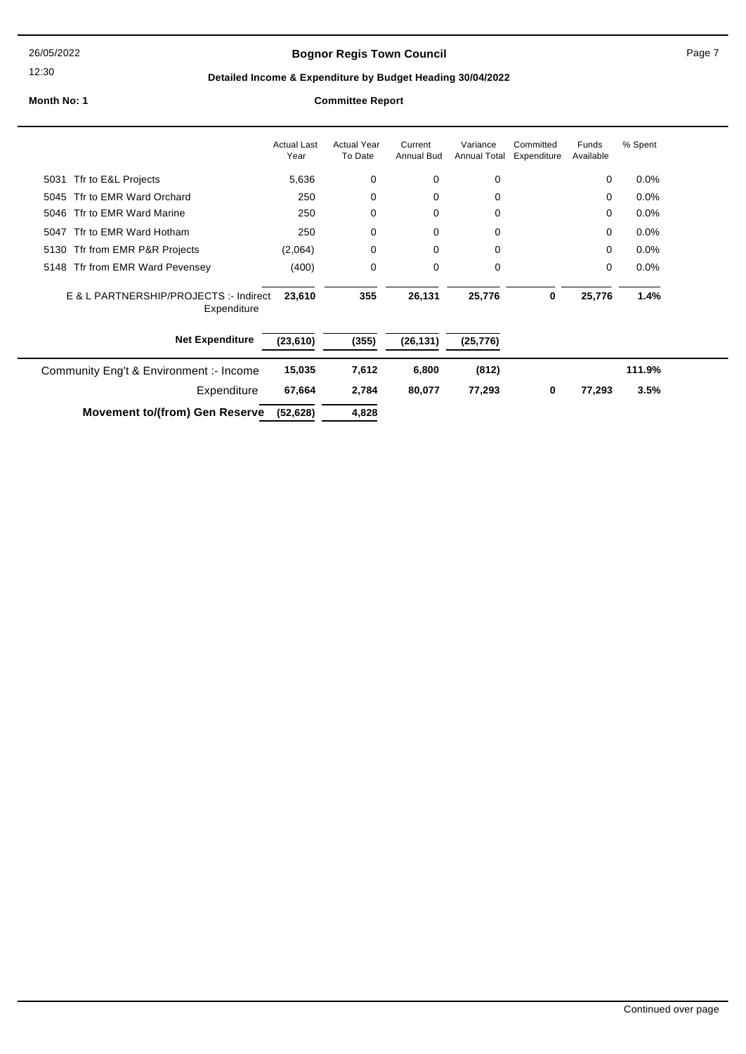**Bognor Regis Town Council**

**Detailed Income & Expenditure by Budget Heading 30/04/2022**

**Month No: 1** **Committee Report**

| | Actual Last Year | Actual Year To Date | Current Annual Bud | Variance Annual Total | Committed Expenditure | Funds Available | % Spent |
|---|---|---|---|---|---|---|---|
| 5031 Tfr to E&L Projects | 5,636 | 0 | 0 | 0 | | 0 | 0.0% |
| 5045 Tfr to EMR Ward Orchard | 250 | 0 | 0 | 0 | | 0 | 0.0% |
| 5046 Tfr to EMR Ward Marine | 250 | 0 | 0 | 0 | | 0 | 0.0% |
| 5047 Tfr to EMR Ward Hotham | 250 | 0 | 0 | 0 | | 0 | 0.0% |
| 5130 Tfr from EMR P&R Projects | (2,064) | 0 | 0 | 0 | | 0 | 0.0% |
| 5148 Tfr from EMR Ward Pevensey | (400) | 0 | 0 | 0 | | 0 | 0.0% |
| E & L PARTNERSHIP/PROJECTS :- Indirect Expenditure | **23,610** | **355** | **26,131** | **25,776** | **0** | **25,776** | **1.4%** |
| **Net Expenditure** | **(23,610)** | **(355)** | **(26,131)** | **(25,776)** | | | |
| Community Eng't & Environment :- Income | **15,035** | **7,612** | **6,800** | **(812)** | | | **111.9%** |
| Expenditure | **67,664** | **2,784** | **80,077** | **77,293** | **0** | **77,293** | **3.5%** |
| **Movement to/(from) Gen Reserve** | **(52,628)** | **4,828** | | | | | |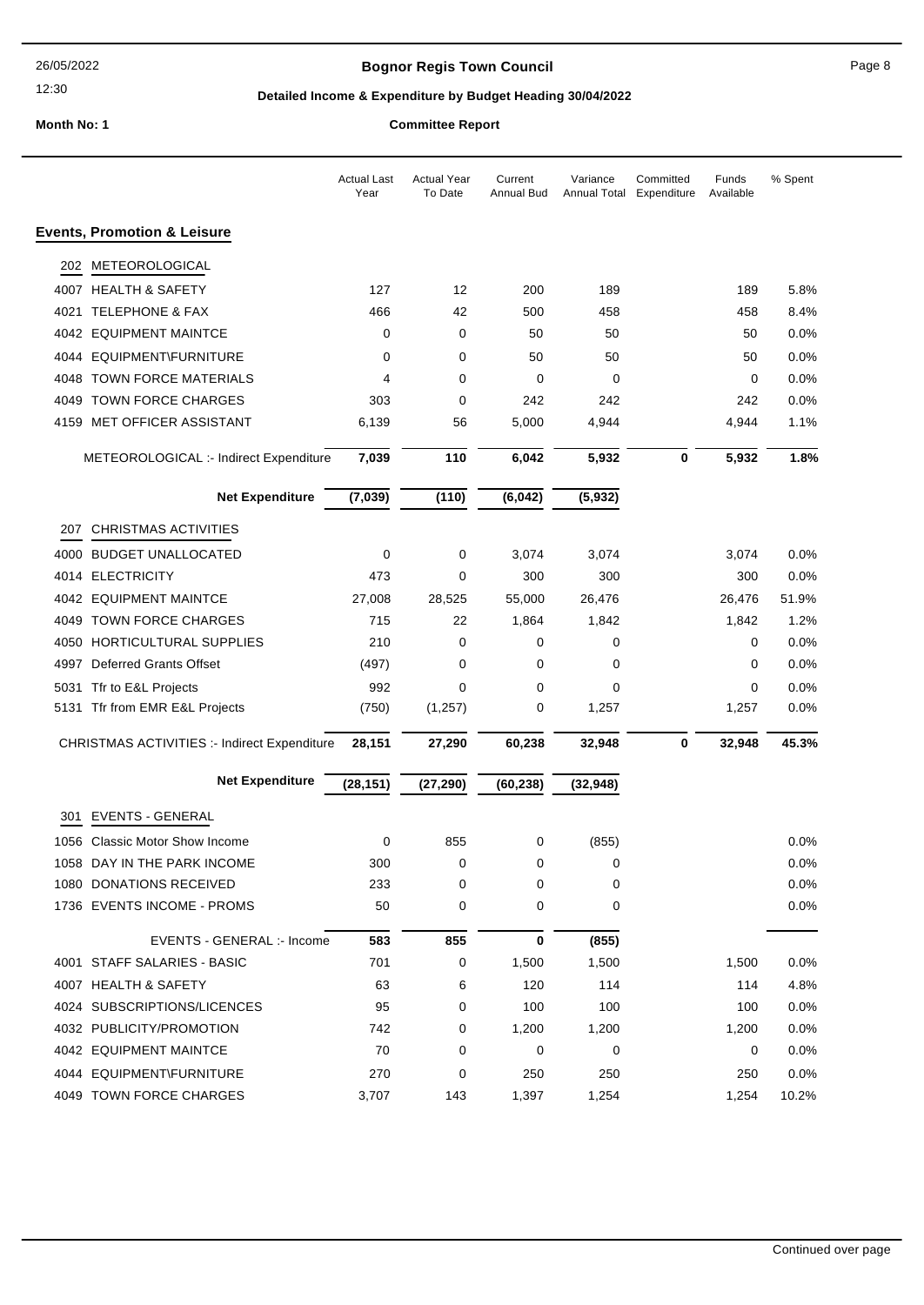**Bognor Regis Town Council**

**Detailed Income & Expenditure by Budget Heading 30/04/2022**

**Month No: 1** **Committee Report**

## Events, Promotion & Leisure

| | Actual Last Year | Actual Year To Date | Current Annual Bud | Variance Annual Total | Committed Expenditure | Funds Available | % Spent |
|---|---|---|---|---|---|---|---|
| **202 METEOROLOGICAL** | | | | | | | |
| 4007 HEALTH & SAFETY | 127 | 12 | 200 | 189 | | 189 | 5.8% |
| 4021 TELEPHONE & FAX | 466 | 42 | 500 | 458 | | 458 | 8.4% |
| 4042 EQUIPMENT MAINTCE | 0 | 0 | 50 | 50 | | 50 | 0.0% |
| 4044 EQUIPMENT\FURNITURE | 0 | 0 | 50 | 50 | | 50 | 0.0% |
| 4048 TOWN FORCE MATERIALS | 4 | 0 | 0 | 0 | | 0 | 0.0% |
| 4049 TOWN FORCE CHARGES | 303 | 0 | 242 | 242 | | 242 | 0.0% |
| 4159 MET OFFICER ASSISTANT | 6,139 | 56 | 5,000 | 4,944 | | 4,944 | 1.1% |
| METEOROLOGICAL :- Indirect Expenditure | **7,039** | **110** | **6,042** | **5,932** | **0** | **5,932** | **1.8%** |
| **Net Expenditure** | **(7,039)** | **(110)** | **(6,042)** | **(5,932)** | | | |
| **207 CHRISTMAS ACTIVITIES** | | | | | | | |
| 4000 BUDGET UNALLOCATED | 0 | 0 | 3,074 | 3,074 | | 3,074 | 0.0% |
| 4014 ELECTRICITY | 473 | 0 | 300 | 300 | | 300 | 0.0% |
| 4042 EQUIPMENT MAINTCE | 27,008 | 28,525 | 55,000 | 26,476 | | 26,476 | 51.9% |
| 4049 TOWN FORCE CHARGES | 715 | 22 | 1,864 | 1,842 | | 1,842 | 1.2% |
| 4050 HORTICULTURAL SUPPLIES | 210 | 0 | 0 | 0 | | 0 | 0.0% |
| 4997 Deferred Grants Offset | (497) | 0 | 0 | 0 | | 0 | 0.0% |
| 5031 Tfr to E&L Projects | 992 | 0 | 0 | 0 | | 0 | 0.0% |
| 5131 Tfr from EMR E&L Projects | (750) | (1,257) | 0 | 1,257 | | 1,257 | 0.0% |
| CHRISTMAS ACTIVITIES :- Indirect Expenditure | **28,151** | **27,290** | **60,238** | **32,948** | **0** | **32,948** | **45.3%** |
| **Net Expenditure** | **(28,151)** | **(27,290)** | **(60,238)** | **(32,948)** | | | |
| **301 EVENTS - GENERAL** | | | | | | | |
| 1056 Classic Motor Show Income | 0 | 855 | 0 | (855) | | | 0.0% |
| 1058 DAY IN THE PARK INCOME | 300 | 0 | 0 | 0 | | | 0.0% |
| 1080 DONATIONS RECEIVED | 233 | 0 | 0 | 0 | | | 0.0% |
| 1736 EVENTS INCOME - PROMS | 50 | 0 | 0 | 0 | | | 0.0% |
| EVENTS - GENERAL :- Income | **583** | **855** | **0** | **(855)** | | | |
| 4001 STAFF SALARIES - BASIC | 701 | 0 | 1,500 | 1,500 | | 1,500 | 0.0% |
| 4007 HEALTH & SAFETY | 63 | 6 | 120 | 114 | | 114 | 4.8% |
| 4024 SUBSCRIPTIONS/LICENCES | 95 | 0 | 100 | 100 | | 100 | 0.0% |
| 4032 PUBLICITY/PROMOTION | 742 | 0 | 1,200 | 1,200 | | 1,200 | 0.0% |
| 4042 EQUIPMENT MAINTCE | 70 | 0 | 0 | 0 | | 0 | 0.0% |
| 4044 EQUIPMENT\FURNITURE | 270 | 0 | 250 | 250 | | 250 | 0.0% |
| 4049 TOWN FORCE CHARGES | 3,707 | 143 | 1,397 | 1,254 | | 1,254 | 10.2% |

Continued over page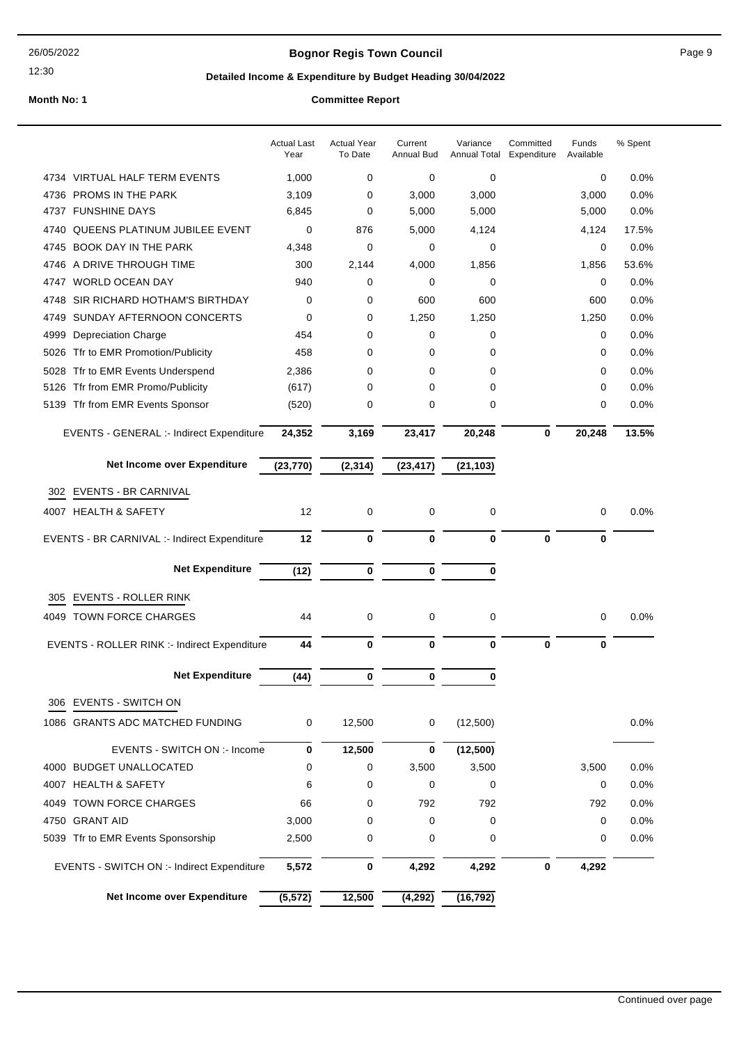# Bognor Regis Town Council

## Detailed Income & Expenditure by Budget Heading 30/04/2022

**Month No: 1** **Committee Report**

| | Actual Last Year | Actual Year To Date | Current Annual Bud | Variance Annual Total | Committed Expenditure | Funds Available | % Spent |
|---|---|---|---|---|---|---|---|
| 4734 VIRTUAL HALF TERM EVENTS | 1,000 | 0 | 0 | 0 | | 0 | 0.0% |
| 4736 PROMS IN THE PARK | 3,109 | 0 | 3,000 | 3,000 | | 3,000 | 0.0% |
| 4737 FUNSHINE DAYS | 6,845 | 0 | 5,000 | 5,000 | | 5,000 | 0.0% |
| 4740 QUEENS PLATINUM JUBILEE EVENT | 0 | 876 | 5,000 | 4,124 | | 4,124 | 17.5% |
| 4745 BOOK DAY IN THE PARK | 4,348 | 0 | 0 | 0 | | 0 | 0.0% |
| 4746 A DRIVE THROUGH TIME | 300 | 2,144 | 4,000 | 1,856 | | 1,856 | 53.6% |
| 4747 WORLD OCEAN DAY | 940 | 0 | 0 | 0 | | 0 | 0.0% |
| 4748 SIR RICHARD HOTHAM'S BIRTHDAY | 0 | 0 | 600 | 600 | | 600 | 0.0% |
| 4749 SUNDAY AFTERNOON CONCERTS | 0 | 0 | 1,250 | 1,250 | | 1,250 | 0.0% |
| 4999 Depreciation Charge | 454 | 0 | 0 | 0 | | 0 | 0.0% |
| 5026 Tfr to EMR Promotion/Publicity | 458 | 0 | 0 | 0 | | 0 | 0.0% |
| 5028 Tfr to EMR Events Underspend | 2,386 | 0 | 0 | 0 | | 0 | 0.0% |
| 5126 Tfr from EMR Promo/Publicity | (617) | 0 | 0 | 0 | | 0 | 0.0% |
| 5139 Tfr from EMR Events Sponsor | (520) | 0 | 0 | 0 | | 0 | 0.0% |
| EVENTS - GENERAL :- Indirect Expenditure | **24,352** | **3,169** | **23,417** | **20,248** | **0** | **20,248** | **13.5%** |
| **Net Income over Expenditure** | **(23,770)** | **(2,314)** | **(23,417)** | **(21,103)** | | | |
| 302 EVENTS - BR CARNIVAL | | | | | | | |
| 4007 HEALTH & SAFETY | 12 | 0 | 0 | 0 | | 0 | 0.0% |
| EVENTS - BR CARNIVAL :- Indirect Expenditure | **12** | **0** | **0** | **0** | **0** | **0** | |
| **Net Expenditure** | **(12)** | **0** | **0** | **0** | | | |
| 305 EVENTS - ROLLER RINK | | | | | | | |
| 4049 TOWN FORCE CHARGES | 44 | 0 | 0 | 0 | | 0 | 0.0% |
| EVENTS - ROLLER RINK :- Indirect Expenditure | **44** | **0** | **0** | **0** | **0** | **0** | |
| **Net Expenditure** | **(44)** | **0** | **0** | **0** | | | |
| 306 EVENTS - SWITCH ON | | | | | | | |
| 1086 GRANTS ADC MATCHED FUNDING | 0 | 12,500 | 0 | (12,500) | | | 0.0% |
| EVENTS - SWITCH ON :- Income | **0** | **12,500** | **0** | **(12,500)** | | | |
| 4000 BUDGET UNALLOCATED | 0 | 0 | 3,500 | 3,500 | | 3,500 | 0.0% |
| 4007 HEALTH & SAFETY | 6 | 0 | 0 | 0 | | 0 | 0.0% |
| 4049 TOWN FORCE CHARGES | 66 | 0 | 792 | 792 | | 792 | 0.0% |
| 4750 GRANT AID | 3,000 | 0 | 0 | 0 | | 0 | 0.0% |
| 5039 Tfr to EMR Events Sponsorship | 2,500 | 0 | 0 | 0 | | 0 | 0.0% |
| EVENTS - SWITCH ON :- Indirect Expenditure | **5,572** | **0** | **4,292** | **4,292** | **0** | **4,292** | |
| **Net Income over Expenditure** | **(5,572)** | **12,500** | **(4,292)** | **(16,792)** | | | |

Continued over page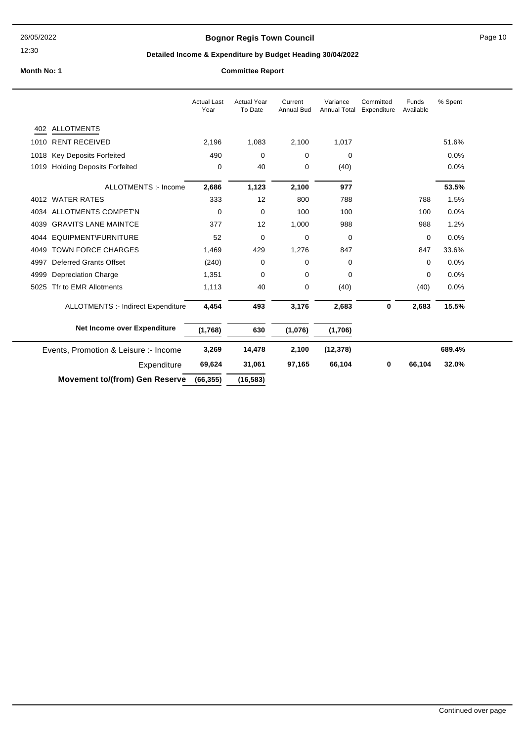**Bognor Regis Town Council**

**Detailed Income & Expenditure by Budget Heading 30/04/2022**

**Month No: 1** **Committee Report**

| | Actual Last Year | Actual Year To Date | Current Annual Bud | Variance Annual Total | Committed Expenditure | Funds Available | % Spent |
|---|---|---|---|---|---|---|---|
| **402 ALLOTMENTS** | | | | | | | |
| 1010 RENT RECEIVED | 2,196 | 1,083 | 2,100 | 1,017 | | | 51.6% |
| 1018 Key Deposits Forfeited | 490 | 0 | 0 | 0 | | | 0.0% |
| 1019 Holding Deposits Forfeited | 0 | 40 | 0 | (40) | | | 0.0% |
| ALLOTMENTS :- Income | **2,686** | **1,123** | **2,100** | **977** | | | **53.5%** |
| 4012 WATER RATES | 333 | 12 | 800 | 788 | | 788 | 1.5% |
| 4034 ALLOTMENTS COMPET'N | 0 | 0 | 100 | 100 | | 100 | 0.0% |
| 4039 GRAVITS LANE MAINTCE | 377 | 12 | 1,000 | 988 | | 988 | 1.2% |
| 4044 EQUIPMENT\FURNITURE | 52 | 0 | 0 | 0 | | 0 | 0.0% |
| 4049 TOWN FORCE CHARGES | 1,469 | 429 | 1,276 | 847 | | 847 | 33.6% |
| 4997 Deferred Grants Offset | (240) | 0 | 0 | 0 | | 0 | 0.0% |
| 4999 Depreciation Charge | 1,351 | 0 | 0 | 0 | | 0 | 0.0% |
| 5025 Tfr to EMR Allotments | 1,113 | 40 | 0 | (40) | | (40) | 0.0% |
| ALLOTMENTS :- Indirect Expenditure | **4,454** | **493** | **3,176** | **2,683** | **0** | **2,683** | **15.5%** |
| **Net Income over Expenditure** | **(1,768)** | **630** | **(1,076)** | **(1,706)** | | | |
| Events, Promotion & Leisure :- Income | **3,269** | **14,478** | **2,100** | **(12,378)** | | | **689.4%** |
| Expenditure | **69,624** | **31,061** | **97,165** | **66,104** | **0** | **66,104** | **32.0%** |
| **Movement to/(from) Gen Reserve** | **(66,355)** | **(16,583)** | | | | | |

Continued over page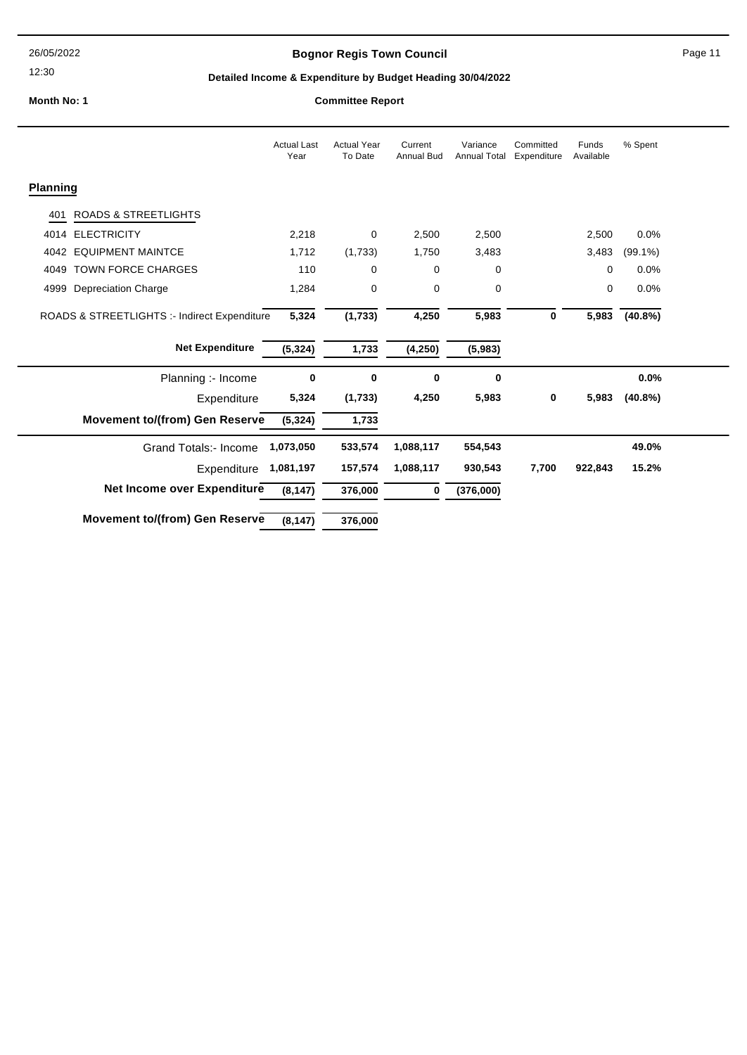**Bognor Regis Town Council**

**Detailed Income & Expenditure by Budget Heading 30/04/2022**

26/05/2022

12:30

**Month No: 1**

**Committee Report**

| | Actual Last Year | Actual Year To Date | Current Annual Bud | Variance Annual Total | Committed Expenditure | Funds Available | % Spent |
|---|---|---|---|---|---|---|---|
| **Planning** | | | | | | | |
| 401 ROADS & STREETLIGHTS | | | | | | | |
| 4014 ELECTRICITY | 2,218 | 0 | 2,500 | 2,500 | | 2,500 | 0.0% |
| 4042 EQUIPMENT MAINTCE | 1,712 | (1,733) | 1,750 | 3,483 | | 3,483 | (99.1%) |
| 4049 TOWN FORCE CHARGES | 110 | 0 | 0 | 0 | | 0 | 0.0% |
| 4999 Depreciation Charge | 1,284 | 0 | 0 | 0 | | 0 | 0.0% |
| ROADS & STREETLIGHTS :- Indirect Expenditure | **5,324** | **(1,733)** | **4,250** | **5,983** | **0** | **5,983** | **(40.8%)** |
| **Net Expenditure** | **(5,324)** | **1,733** | **(4,250)** | **(5,983)** | | | |
| Planning :- Income | **0** | **0** | **0** | **0** | | | **0.0%** |
| Expenditure | **5,324** | **(1,733)** | **4,250** | **5,983** | **0** | **5,983** | **(40.8%)** |
| **Movement to/(from) Gen Reserve** | **(5,324)** | **1,733** | | | | | |
| Grand Totals:- Income | **1,073,050** | **533,574** | **1,088,117** | **554,543** | | | **49.0%** |
| Expenditure | **1,081,197** | **157,574** | **1,088,117** | **930,543** | **7,700** | **922,843** | **15.2%** |
| **Net Income over Expenditure** | **(8,147)** | **376,000** | **0** | **(376,000)** | | | |
| **Movement to/(from) Gen Reserve** | **(8,147)** | **376,000** | | | | | |